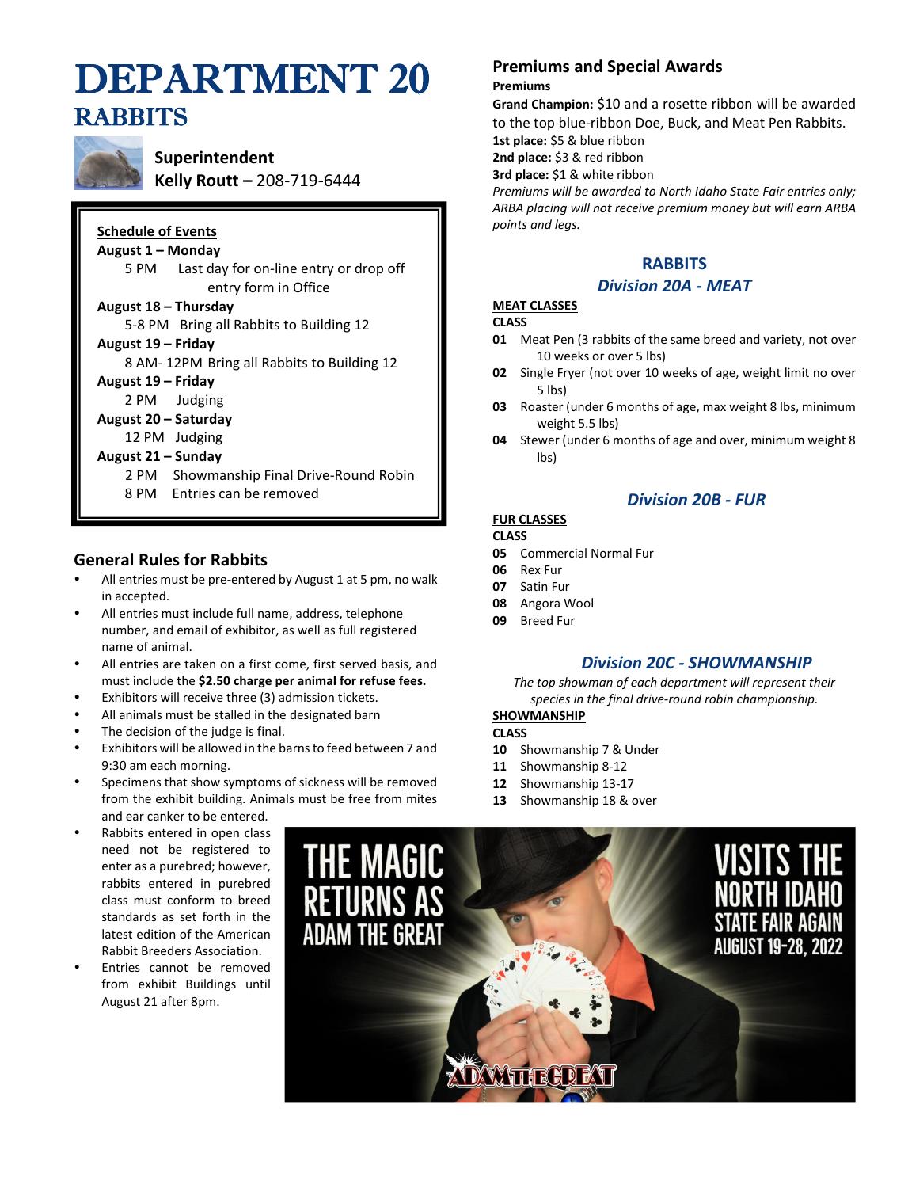# DEPARTMENT 20

## RABBITS

**Superintendent**
**Kelly Routt –** 208-719-6444

**Schedule of Events**

**August 1 – Monday**
5 PM Last day for on-line entry or drop off entry form in Office

**August 18 – Thursday**
5-8 PM Bring all Rabbits to Building 12

**August 19 – Friday**
8 AM- 12PM Bring all Rabbits to Building 12

**August 19 – Friday**
2 PM Judging

**August 20 – Saturday**
12 PM Judging

**August 21 – Sunday**
2 PM Showmanship Final Drive-Round Robin
8 PM Entries can be removed

### General Rules for Rabbits

- All entries must be pre-entered by August 1 at 5 pm, no walk in accepted.
- All entries must include full name, address, telephone number, and email of exhibitor, as well as full registered name of animal.
- All entries are taken on a first come, first served basis, and must include the **$2.50 charge per animal for refuse fees.**
- Exhibitors will receive three (3) admission tickets.
- All animals must be stalled in the designated barn
- The decision of the judge is final.
- Exhibitors will be allowed in the barns to feed between 7 and 9:30 am each morning.
- Specimens that show symptoms of sickness will be removed from the exhibit building. Animals must be free from mites and ear canker to be entered.
- Rabbits entered in open class need not be registered to enter as a purebred; however, rabbits entered in purebred class must conform to breed standards as set forth in the latest edition of the American Rabbit Breeders Association.
- Entries cannot be removed from exhibit Buildings until August 21 after 8pm.

### Premiums and Special Awards

**Premiums**

**Grand Champion:** $10 and a rosette ribbon will be awarded to the top blue-ribbon Doe, Buck, and Meat Pen Rabbits.
**1st place:** $5 & blue ribbon
**2nd place:** $3 & red ribbon
**3rd place:** $1 & white ribbon

*Premiums will be awarded to North Idaho State Fair entries only; ARBA placing will not receive premium money but will earn ARBA points and legs.*

## RABBITS

### *Division 20A - MEAT*

**MEAT CLASSES**
**CLASS**

**01** Meat Pen (3 rabbits of the same breed and variety, not over 10 weeks or over 5 lbs)
**02** Single Fryer (not over 10 weeks of age, weight limit no over 5 lbs)
**03** Roaster (under 6 months of age, max weight 8 lbs, minimum weight 5.5 lbs)
**04** Stewer (under 6 months of age and over, minimum weight 8 lbs)

### *Division 20B - FUR*

**FUR CLASSES**
**CLASS**

**05** Commercial Normal Fur
**06** Rex Fur
**07** Satin Fur
**08** Angora Wool
**09** Breed Fur

### *Division 20C - SHOWMANSHIP*

*The top showman of each department will represent their species in the final drive-round robin championship.*

**SHOWMANSHIP**
**CLASS**

**10** Showmanship 7 & Under
**11** Showmanship 8-12
**12** Showmanship 13-17
**13** Showmanship 18 & over

THE MAGIC RETURNS AS ADAM THE GREAT
VISITS THE NORTH IDAHO STATE FAIR AGAIN AUGUST 19-28, 2022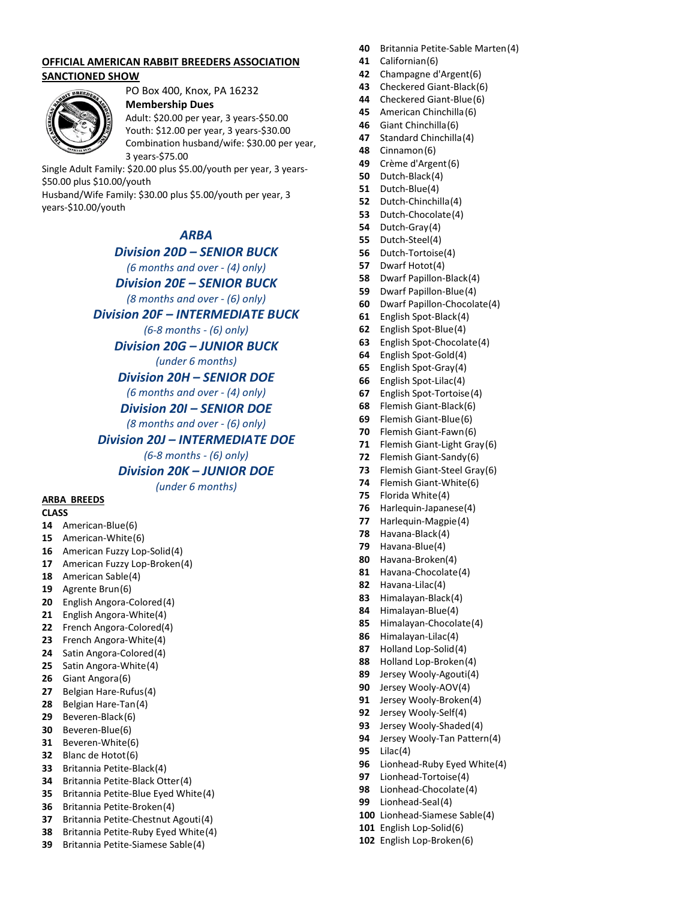**OFFICIAL AMERICAN RABBIT BREEDERS ASSOCIATION SANCTIONED SHOW**

PO Box 400, Knox, PA 16232

**Membership Dues**

Adult: $20.00 per year, 3 years-$50.00
Youth: $12.00 per year, 3 years-$30.00
Combination husband/wife: $30.00 per year, 3 years-$75.00
Single Adult Family: $20.00 plus $5.00/youth per year, 3 years-$50.00 plus $10.00/youth
Husband/Wife Family: $30.00 plus $5.00/youth per year, 3 years-$10.00/youth

## *ARBA*

### *Division 20D – SENIOR BUCK*
*(6 months and over - (4) only)*

### *Division 20E – SENIOR BUCK*
*(8 months and over - (6) only)*

### *Division 20F – INTERMEDIATE BUCK*
*(6-8 months - (6) only)*

### *Division 20G – JUNIOR BUCK*
*(under 6 months)*

### *Division 20H – SENIOR DOE*
*(6 months and over - (4) only)*

### *Division 20I – SENIOR DOE*
*(8 months and over - (6) only)*

### *Division 20J – INTERMEDIATE DOE*
*(6-8 months - (6) only)*

### *Division 20K – JUNIOR DOE*
*(under 6 months)*

**ARBA BREEDS**

**CLASS**

**14** American-Blue(6)
**15** American-White(6)
**16** American Fuzzy Lop-Solid(4)
**17** American Fuzzy Lop-Broken(4)
**18** American Sable(4)
**19** Agrente Brun(6)
**20** English Angora-Colored(4)
**21** English Angora-White(4)
**22** French Angora-Colored(4)
**23** French Angora-White(4)
**24** Satin Angora-Colored(4)
**25** Satin Angora-White(4)
**26** Giant Angora(6)
**27** Belgian Hare-Rufus(4)
**28** Belgian Hare-Tan(4)
**29** Beveren-Black(6)
**30** Beveren-Blue(6)
**31** Beveren-White(6)
**32** Blanc de Hotot(6)
**33** Britannia Petite-Black(4)
**34** Britannia Petite-Black Otter(4)
**35** Britannia Petite-Blue Eyed White(4)
**36** Britannia Petite-Broken(4)
**37** Britannia Petite-Chestnut Agouti(4)
**38** Britannia Petite-Ruby Eyed White(4)
**39** Britannia Petite-Siamese Sable(4)
**40** Britannia Petite-Sable Marten(4)
**41** Californian(6)
**42** Champagne d'Argent(6)
**43** Checkered Giant-Black(6)
**44** Checkered Giant-Blue(6)
**45** American Chinchilla(6)
**46** Giant Chinchilla(6)
**47** Standard Chinchilla(4)
**48** Cinnamon(6)
**49** Crème d'Argent(6)
**50** Dutch-Black(4)
**51** Dutch-Blue(4)
**52** Dutch-Chinchilla(4)
**53** Dutch-Chocolate(4)
**54** Dutch-Gray(4)
**55** Dutch-Steel(4)
**56** Dutch-Tortoise(4)
**57** Dwarf Hotot(4)
**58** Dwarf Papillon-Black(4)
**59** Dwarf Papillon-Blue(4)
**60** Dwarf Papillon-Chocolate(4)
**61** English Spot-Black(4)
**62** English Spot-Blue(4)
**63** English Spot-Chocolate(4)
**64** English Spot-Gold(4)
**65** English Spot-Gray(4)
**66** English Spot-Lilac(4)
**67** English Spot-Tortoise(4)
**68** Flemish Giant-Black(6)
**69** Flemish Giant-Blue(6)
**70** Flemish Giant-Fawn(6)
**71** Flemish Giant-Light Gray(6)
**72** Flemish Giant-Sandy(6)
**73** Flemish Giant-Steel Gray(6)
**74** Flemish Giant-White(6)
**75** Florida White(4)
**76** Harlequin-Japanese(4)
**77** Harlequin-Magpie(4)
**78** Havana-Black(4)
**79** Havana-Blue(4)
**80** Havana-Broken(4)
**81** Havana-Chocolate(4)
**82** Havana-Lilac(4)
**83** Himalayan-Black(4)
**84** Himalayan-Blue(4)
**85** Himalayan-Chocolate(4)
**86** Himalayan-Lilac(4)
**87** Holland Lop-Solid(4)
**88** Holland Lop-Broken(4)
**89** Jersey Wooly-Agouti(4)
**90** Jersey Wooly-AOV(4)
**91** Jersey Wooly-Broken(4)
**92** Jersey Wooly-Self(4)
**93** Jersey Wooly-Shaded(4)
**94** Jersey Wooly-Tan Pattern(4)
**95** Lilac(4)
**96** Lionhead-Ruby Eyed White(4)
**97** Lionhead-Tortoise(4)
**98** Lionhead-Chocolate(4)
**99** Lionhead-Seal(4)
**100** Lionhead-Siamese Sable(4)
**101** English Lop-Solid(6)
**102** English Lop-Broken(6)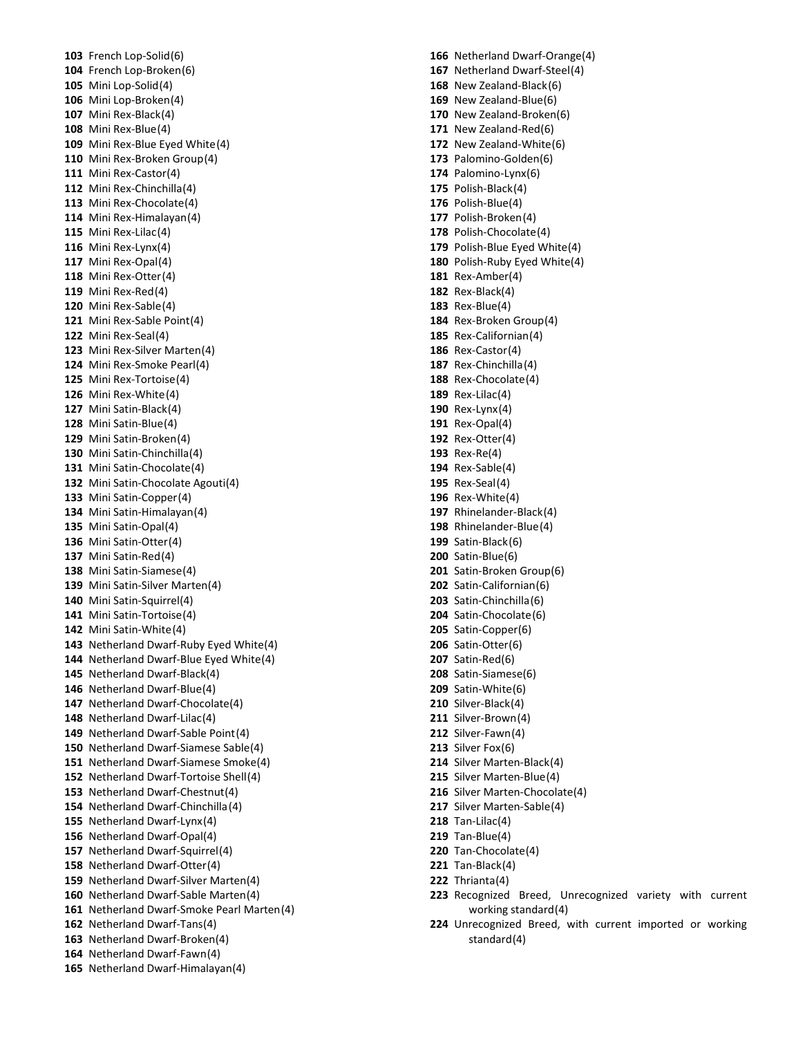**103** French Lop-Solid(6)
**104** French Lop-Broken(6)
**105** Mini Lop-Solid(4)
**106** Mini Lop-Broken(4)
**107** Mini Rex-Black(4)
**108** Mini Rex-Blue(4)
**109** Mini Rex-Blue Eyed White(4)
**110** Mini Rex-Broken Group(4)
**111** Mini Rex-Castor(4)
**112** Mini Rex-Chinchilla(4)
**113** Mini Rex-Chocolate(4)
**114** Mini Rex-Himalayan(4)
**115** Mini Rex-Lilac(4)
**116** Mini Rex-Lynx(4)
**117** Mini Rex-Opal(4)
**118** Mini Rex-Otter(4)
**119** Mini Rex-Red(4)
**120** Mini Rex-Sable(4)
**121** Mini Rex-Sable Point(4)
**122** Mini Rex-Seal(4)
**123** Mini Rex-Silver Marten(4)
**124** Mini Rex-Smoke Pearl(4)
**125** Mini Rex-Tortoise(4)
**126** Mini Rex-White(4)
**127** Mini Satin-Black(4)
**128** Mini Satin-Blue(4)
**129** Mini Satin-Broken(4)
**130** Mini Satin-Chinchilla(4)
**131** Mini Satin-Chocolate(4)
**132** Mini Satin-Chocolate Agouti(4)
**133** Mini Satin-Copper(4)
**134** Mini Satin-Himalayan(4)
**135** Mini Satin-Opal(4)
**136** Mini Satin-Otter(4)
**137** Mini Satin-Red(4)
**138** Mini Satin-Siamese(4)
**139** Mini Satin-Silver Marten(4)
**140** Mini Satin-Squirrel(4)
**141** Mini Satin-Tortoise(4)
**142** Mini Satin-White(4)
**143** Netherland Dwarf-Ruby Eyed White(4)
**144** Netherland Dwarf-Blue Eyed White(4)
**145** Netherland Dwarf-Black(4)
**146** Netherland Dwarf-Blue(4)
**147** Netherland Dwarf-Chocolate(4)
**148** Netherland Dwarf-Lilac(4)
**149** Netherland Dwarf-Sable Point(4)
**150** Netherland Dwarf-Siamese Sable(4)
**151** Netherland Dwarf-Siamese Smoke(4)
**152** Netherland Dwarf-Tortoise Shell(4)
**153** Netherland Dwarf-Chestnut(4)
**154** Netherland Dwarf-Chinchilla(4)
**155** Netherland Dwarf-Lynx(4)
**156** Netherland Dwarf-Opal(4)
**157** Netherland Dwarf-Squirrel(4)
**158** Netherland Dwarf-Otter(4)
**159** Netherland Dwarf-Silver Marten(4)
**160** Netherland Dwarf-Sable Marten(4)
**161** Netherland Dwarf-Smoke Pearl Marten(4)
**162** Netherland Dwarf-Tans(4)
**163** Netherland Dwarf-Broken(4)
**164** Netherland Dwarf-Fawn(4)
**165** Netherland Dwarf-Himalayan(4)
**166** Netherland Dwarf-Orange(4)
**167** Netherland Dwarf-Steel(4)
**168** New Zealand-Black(6)
**169** New Zealand-Blue(6)
**170** New Zealand-Broken(6)
**171** New Zealand-Red(6)
**172** New Zealand-White(6)
**173** Palomino-Golden(6)
**174** Palomino-Lynx(6)
**175** Polish-Black(4)
**176** Polish-Blue(4)
**177** Polish-Broken(4)
**178** Polish-Chocolate(4)
**179** Polish-Blue Eyed White(4)
**180** Polish-Ruby Eyed White(4)
**181** Rex-Amber(4)
**182** Rex-Black(4)
**183** Rex-Blue(4)
**184** Rex-Broken Group(4)
**185** Rex-Californian(4)
**186** Rex-Castor(4)
**187** Rex-Chinchilla(4)
**188** Rex-Chocolate(4)
**189** Rex-Lilac(4)
**190** Rex-Lynx(4)
**191** Rex-Opal(4)
**192** Rex-Otter(4)
**193** Rex-Re(4)
**194** Rex-Sable(4)
**195** Rex-Seal(4)
**196** Rex-White(4)
**197** Rhinelander-Black(4)
**198** Rhinelander-Blue(4)
**199** Satin-Black(6)
**200** Satin-Blue(6)
**201** Satin-Broken Group(6)
**202** Satin-Californian(6)
**203** Satin-Chinchilla(6)
**204** Satin-Chocolate(6)
**205** Satin-Copper(6)
**206** Satin-Otter(6)
**207** Satin-Red(6)
**208** Satin-Siamese(6)
**209** Satin-White(6)
**210** Silver-Black(4)
**211** Silver-Brown(4)
**212** Silver-Fawn(4)
**213** Silver Fox(6)
**214** Silver Marten-Black(4)
**215** Silver Marten-Blue(4)
**216** Silver Marten-Chocolate(4)
**217** Silver Marten-Sable(4)
**218** Tan-Lilac(4)
**219** Tan-Blue(4)
**220** Tan-Chocolate(4)
**221** Tan-Black(4)
**222** Thrianta(4)
**223** Recognized Breed, Unrecognized variety with current working standard(4)
**224** Unrecognized Breed, with current imported or working standard(4)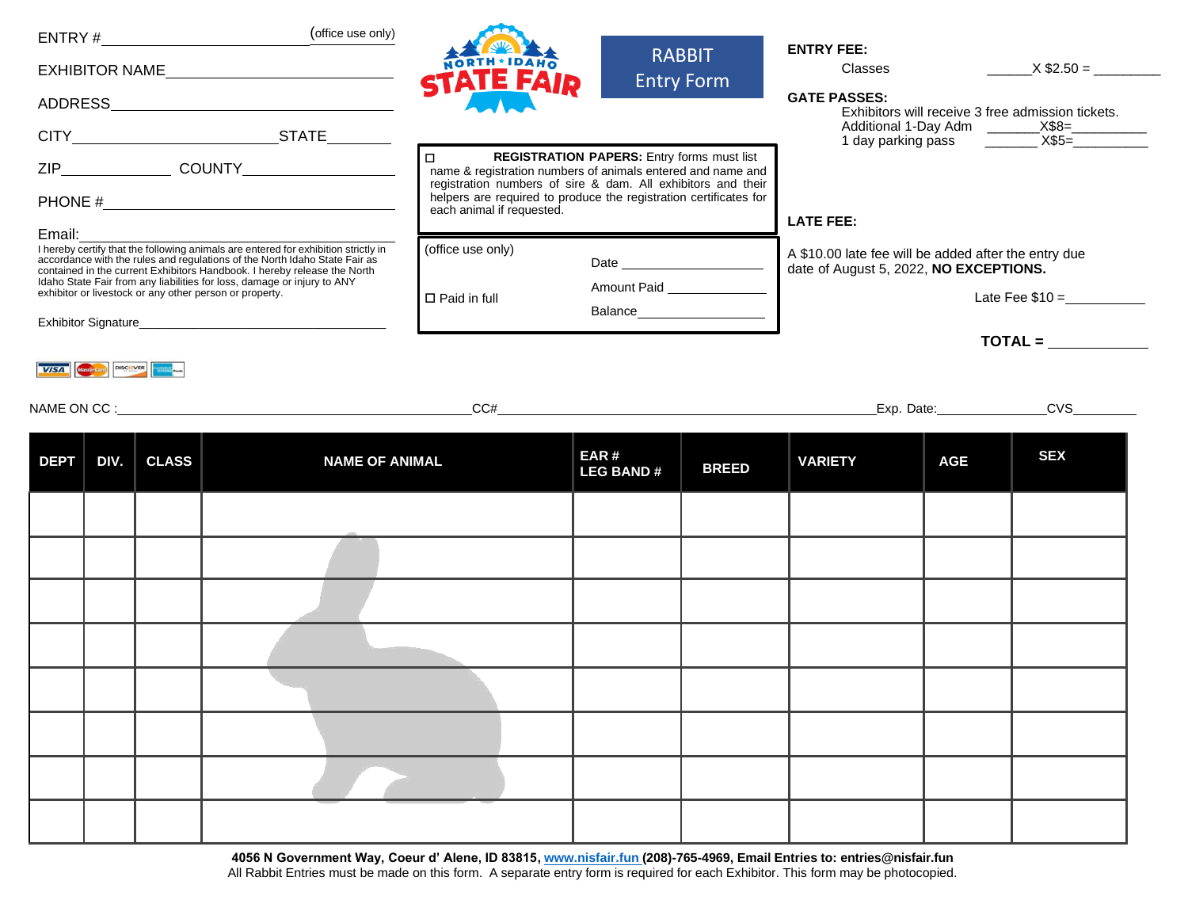ENTRY #\_\_\_\_\_\_\_\_\_\_\_\_\_\_\_\_\_\_\_\_\_\_\_\_\_\_\_\_ (office use only)

EXHIBITOR NAME\_\_\_\_\_\_\_\_\_\_\_\_\_\_\_\_\_\_\_\_\_\_\_\_\_\_\_\_

ADDRESS\_\_\_\_\_\_\_\_\_\_\_\_\_\_\_\_\_\_\_\_\_\_\_\_\_\_\_\_\_\_\_\_

CITY\_\_\_\_\_\_\_\_\_\_\_\_\_\_\_\_\_\_\_\_\_\_\_\_\_\_ STATE\_\_\_\_\_\_\_\_

ZIP\_\_\_\_\_\_\_\_\_\_\_\_\_ COUNTY\_\_\_\_\_\_\_\_\_\_\_\_\_\_\_\_\_\_\_\_

PHONE #\_\_\_\_\_\_\_\_\_\_\_\_\_\_\_\_\_\_\_\_\_\_\_\_\_\_\_\_\_\_\_\_

Email:\_\_\_\_\_\_\_\_\_\_\_\_\_\_\_\_\_\_\_\_\_\_\_\_\_\_\_\_\_\_\_\_

I hereby certify that the following animals are entered for exhibition strictly in accordance with the rules and regulations of the North Idaho State Fair as contained in the current Exhibitors Handbook. I hereby release the North Idaho State Fair from any liabilities for loss, damage or injury to ANY exhibitor or livestock or any other person or property.

Exhibitor Signature\_\_\_\_\_\_\_\_\_\_\_\_\_\_\_\_\_\_\_\_\_\_\_\_\_\_\_\_\_\_\_\_

NORTH ★ IDAHO STATE FAIR

# RABBIT Entry Form

☐ **REGISTRATION PAPERS:** Entry forms must list name & registration numbers of animals entered and name and registration numbers of sire & dam. All exhibitors and their helpers are required to produce the registration certificates for each animal if requested.

(office use only)

Date \_\_\_\_\_\_\_\_\_\_\_\_\_\_\_\_\_\_

Amount Paid \_\_\_\_\_\_\_\_\_\_\_\_\_\_

☐ Paid in full

Balance\_\_\_\_\_\_\_\_\_\_\_\_\_\_\_\_\_\_

**ENTRY FEE:**

Classes \_\_\_\_\_\_X $2.50 = \_\_\_\_\_\_\_\_\_

**GATE PASSES:**

Exhibitors will receive 3 free admission tickets.

Additional 1-Day Adm \_\_\_\_\_\_\_X$8=\_\_\_\_\_\_\_\_\_\_

1 day parking pass \_\_\_\_\_\_\_ X$5=\_\_\_\_\_\_\_\_\_\_

**LATE FEE:**

A $10.00 late fee will be added after the entry due date of August 5, 2022, **NO EXCEPTIONS.**

Late Fee $10 =\_\_\_\_\_\_\_\_\_\_\_

**TOTAL =** \_\_\_\_\_\_\_\_\_\_\_\_\_

VISA MasterCard DISCOVER American Express

NAME ON CC :\_\_\_\_\_\_\_\_\_\_\_\_\_\_\_\_\_\_\_\_\_\_\_\_\_\_\_\_\_\_\_\_\_\_\_\_\_\_\_\_ CC#\_\_\_\_\_\_\_\_\_\_\_\_\_\_\_\_\_\_\_\_\_\_\_\_\_\_\_\_\_\_\_\_\_\_\_\_\_\_\_\_\_\_\_\_ Exp. Date:\_\_\_\_\_\_\_\_\_\_\_\_\_\_ CVS\_\_\_\_\_\_\_\_

| DEPT | DIV. | CLASS | NAME OF ANIMAL | EAR # LEG BAND # | BREED | VARIETY | AGE | SEX |
|---|---|---|---|---|---|---|---|---|
| | | | | | | | | |
| | | | | | | | | |
| | | | | | | | | |
| | | | | | | | | |
| | | | | | | | | |
| | | | | | | | | |
| | | | | | | | | |
| | | | | | | | | |

**4056 N Government Way, Coeur d' Alene, ID 83815, www.nisfair.fun (208)-765-4969, Email Entries to: entries@nisfair.fun**

All Rabbit Entries must be made on this form. A separate entry form is required for each Exhibitor. This form may be photocopied.